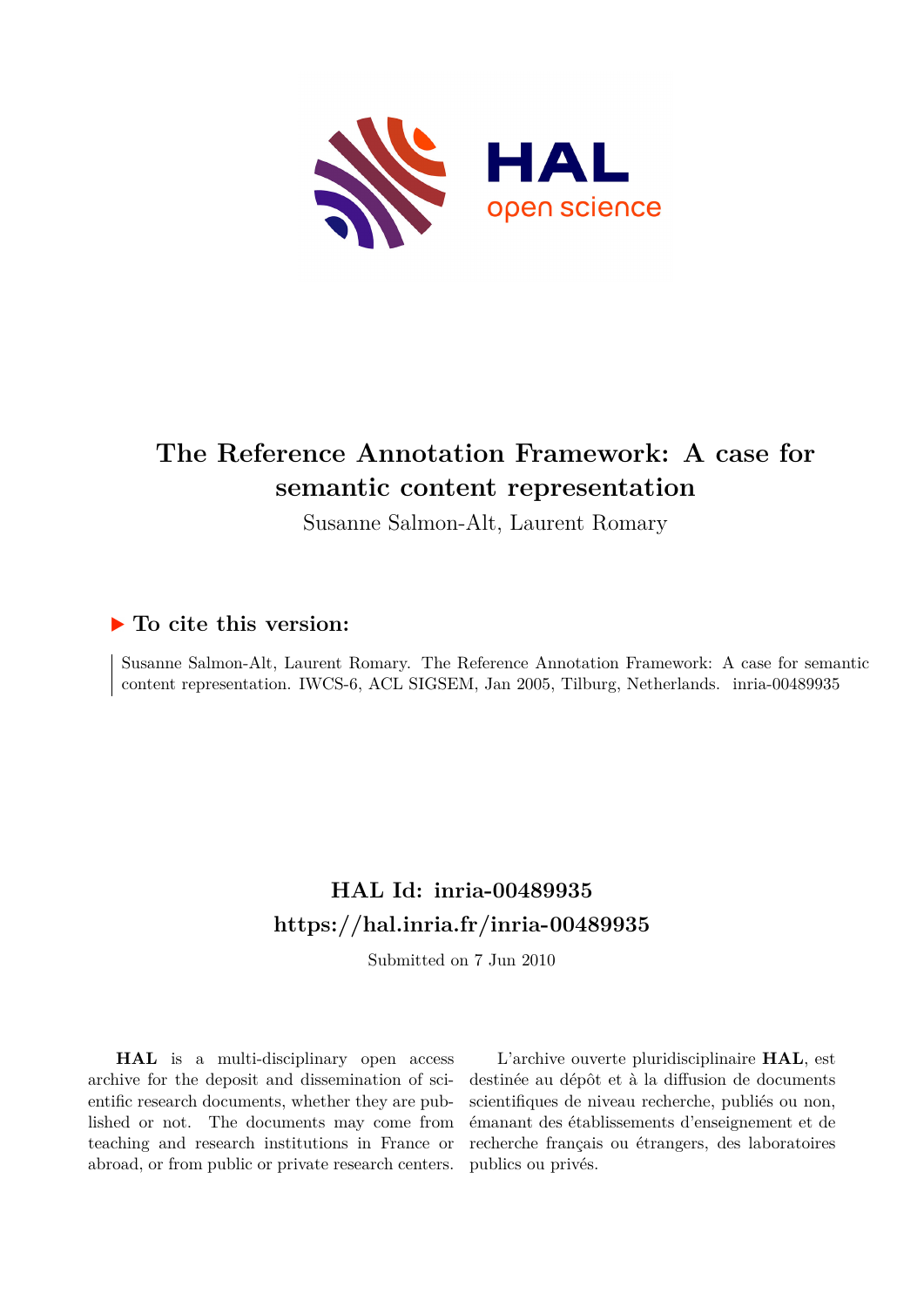# The Reference Annotation Framework: A case for semantic content representation

Susanne Salmon-Alt, Laurent Romary

## ▶ To cite this version:

Susanne Salmon-Alt, Laurent Romary. The Reference Annotation Framework: A case for semantic content representation. IWCS-6, ACL SIGSEM, Jan 2005, Tilburg, Netherlands. inria-00489935

## HAL Id: inria-00489935
## https://hal.inria.fr/inria-00489935

Submitted on 7 Jun 2010

**HAL** is a multi-disciplinary open access archive for the deposit and dissemination of scientific research documents, whether they are published or not. The documents may come from teaching and research institutions in France or abroad, or from public or private research centers.

L'archive ouverte pluridisciplinaire **HAL**, est destinée au dépôt et à la diffusion de documents scientifiques de niveau recherche, publiés ou non, émanant des établissements d'enseignement et de recherche français ou étrangers, des laboratoires publics ou privés.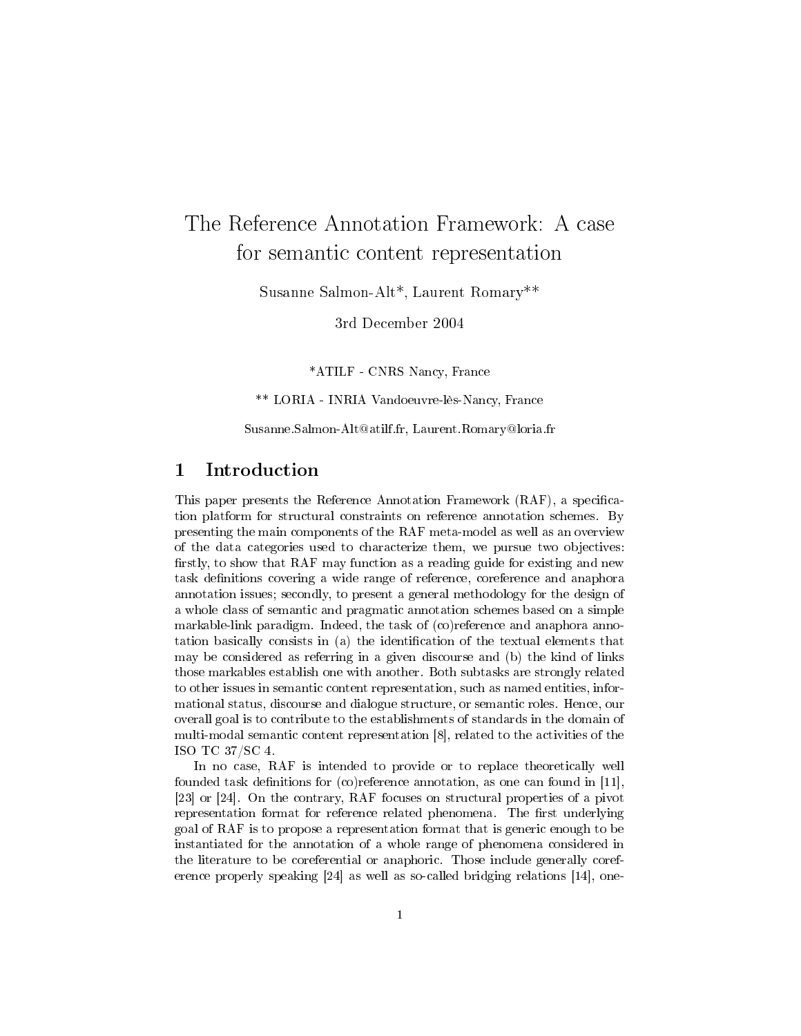# The Reference Annotation Framework: A case for semantic content representation

Susanne Salmon-Alt*, Laurent Romary**

3rd December 2004

*ATILF - CNRS Nancy, France

** LORIA - INRIA Vandoeuvre-lès-Nancy, France

Susanne.Salmon-Alt@atilf.fr, Laurent.Romary@loria.fr

## 1 Introduction

This paper presents the Reference Annotation Framework (RAF), a specification platform for structural constraints on reference annotation schemes. By presenting the main components of the RAF meta-model as well as an overview of the data categories used to characterize them, we pursue two objectives: firstly, to show that RAF may function as a reading guide for existing and new task definitions covering a wide range of reference, coreference and anaphora annotation issues; secondly, to present a general methodology for the design of a whole class of semantic and pragmatic annotation schemes based on a simple markable-link paradigm. Indeed, the task of (co)reference and anaphora annotation basically consists in (a) the identification of the textual elements that may be considered as referring in a given discourse and (b) the kind of links those markables establish one with another. Both subtasks are strongly related to other issues in semantic content representation, such as named entities, informational status, discourse and dialogue structure, or semantic roles. Hence, our overall goal is to contribute to the establishments of standards in the domain of multi-modal semantic content representation [8], related to the activities of the ISO TC 37/SC 4.

In no case, RAF is intended to provide or to replace theoretically well founded task definitions for (co)reference annotation, as one can found in [11], [23] or [24]. On the contrary, RAF focuses on structural properties of a pivot representation format for reference related phenomena. The first underlying goal of RAF is to propose a representation format that is generic enough to be instantiated for the annotation of a whole range of phenomena considered in the literature to be coreferential or anaphoric. Those include generally coreference properly speaking [24] as well as so-called bridging relations [14], one-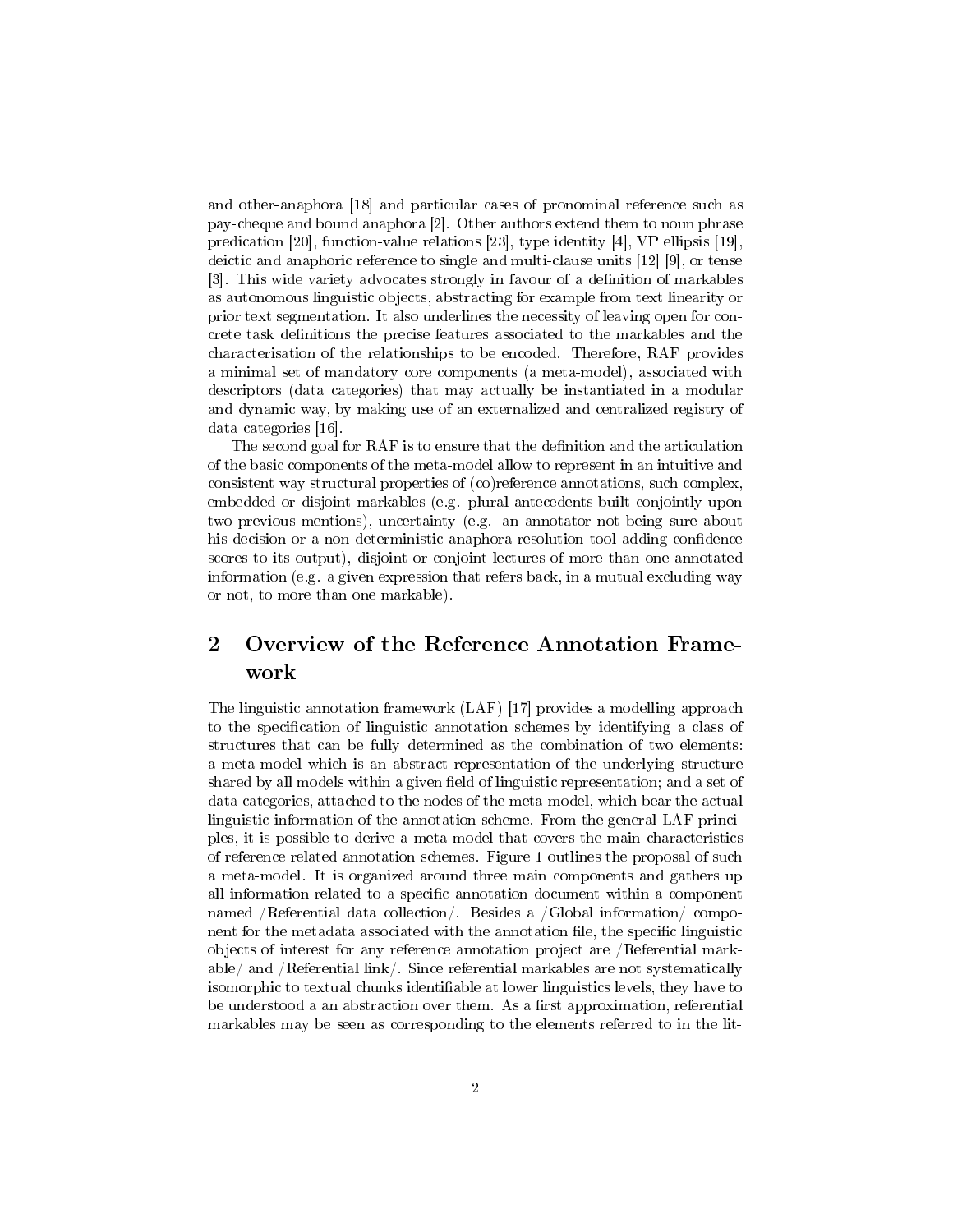and other-anaphora [18] and particular cases of pronominal reference such as pay-cheque and bound anaphora [2]. Other authors extend them to noun phrase predication [20], function-value relations [23], type identity [4], VP ellipsis [19], deictic and anaphoric reference to single and multi-clause units [12] [9], or tense [3]. This wide variety advocates strongly in favour of a definition of markables as autonomous linguistic objects, abstracting for example from text linearity or prior text segmentation. It also underlines the necessity of leaving open for concrete task definitions the precise features associated to the markables and the characterisation of the relationships to be encoded. Therefore, RAF provides a minimal set of mandatory core components (a meta-model), associated with descriptors (data categories) that may actually be instantiated in a modular and dynamic way, by making use of an externalized and centralized registry of data categories [16].

The second goal for RAF is to ensure that the definition and the articulation of the basic components of the meta-model allow to represent in an intuitive and consistent way structural properties of (co)reference annotations, such complex, embedded or disjoint markables (e.g. plural antecedents built conjointly upon two previous mentions), uncertainty (e.g. an annotator not being sure about his decision or a non deterministic anaphora resolution tool adding confidence scores to its output), disjoint or conjoint lectures of more than one annotated information (e.g. a given expression that refers back, in a mutual excluding way or not, to more than one markable).

## 2 Overview of the Reference Annotation Framework

The linguistic annotation framework (LAF) [17] provides a modelling approach to the specification of linguistic annotation schemes by identifying a class of structures that can be fully determined as the combination of two elements: a meta-model which is an abstract representation of the underlying structure shared by all models within a given field of linguistic representation; and a set of data categories, attached to the nodes of the meta-model, which bear the actual linguistic information of the annotation scheme. From the general LAF principles, it is possible to derive a meta-model that covers the main characteristics of reference related annotation schemes. Figure 1 outlines the proposal of such a meta-model. It is organized around three main components and gathers up all information related to a specific annotation document within a component named /Referential data collection/. Besides a /Global information/ component for the metadata associated with the annotation file, the specific linguistic objects of interest for any reference annotation project are /Referential markable/ and /Referential link/. Since referential markables are not systematically isomorphic to textual chunks identifiable at lower linguistics levels, they have to be understood a an abstraction over them. As a first approximation, referential markables may be seen as corresponding to the elements referred to in the lit-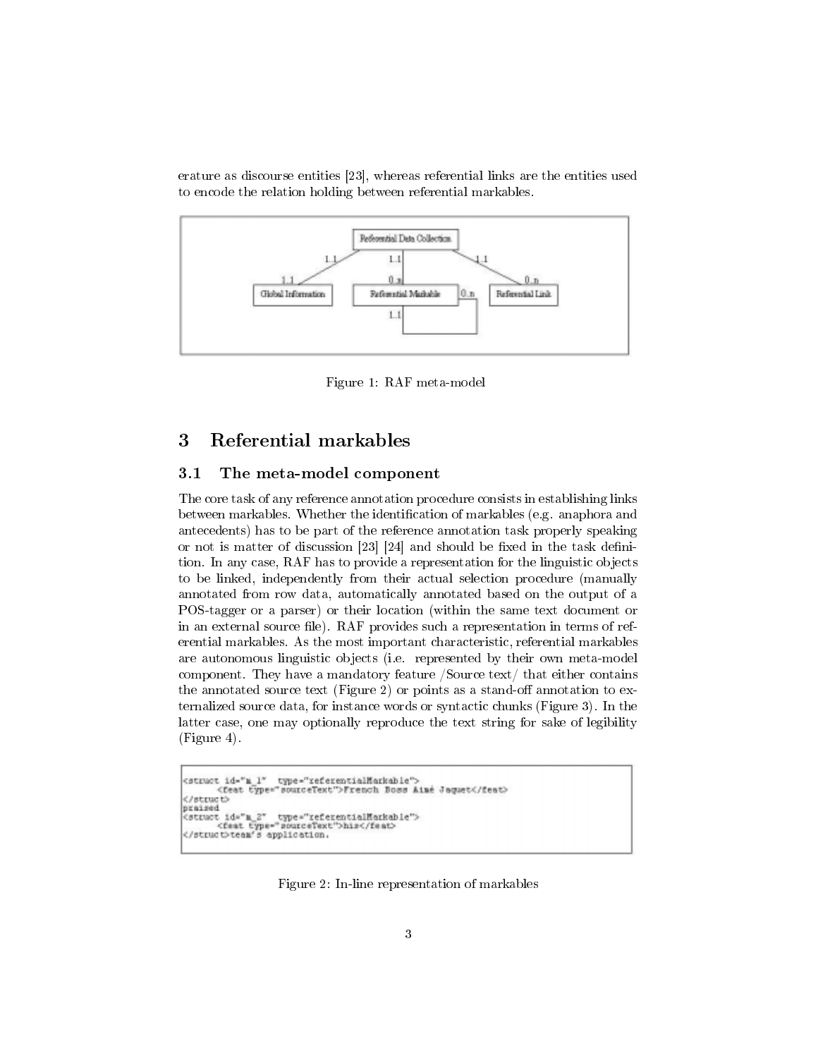erature as discourse entities [23], whereas referential links are the entities used to encode the relation holding between referential markables.

Figure 1: RAF meta-model

## 3 Referential markables

### 3.1 The meta-model component

The core task of any reference annotation procedure consists in establishing links between markables. Whether the identification of markables (e.g. anaphora and antecedents) has to be part of the reference annotation task properly speaking or not is matter of discussion [23] [24] and should be fixed in the task definition. In any case, RAF has to provide a representation for the linguistic objects to be linked, independently from their actual selection procedure (manually annotated from row data, automatically annotated based on the output of a POS-tagger or a parser) or their location (within the same text document or in an external source file). RAF provides such a representation in terms of referential markables. As the most important characteristic, referential markables are autonomous linguistic objects (i.e. represented by their own meta-model component. They have a mandatory feature /Source text/ that either contains the annotated source text (Figure 2) or points as a stand-off annotation to externalized source data, for instance words or syntactic chunks (Figure 3). In the latter case, one may optionally reproduce the text string for sake of legibility (Figure 4).

```
<struct id="m_1"  type="referentialMarkable">
      <feat type="sourceText">French Boss Aimé Jaquet</feat>
</struct>
praised
<struct id="m_2"  type="referentialMarkable">
      <feat type="sourceText">his</feat>
</struct>team's application.
```

Figure 2: In-line representation of markables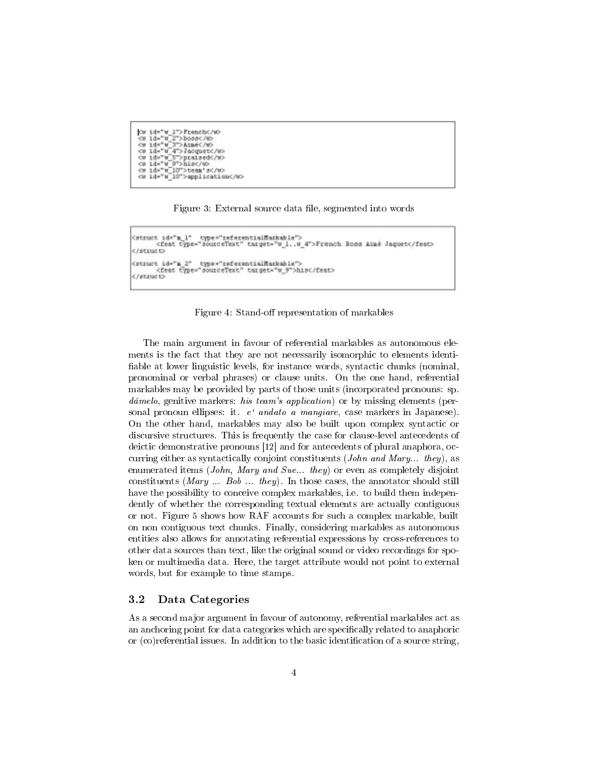```
<w id="w_1">French</w>
<w id="w_2">boss</w>
<w id="w_3">Aimé</w>
<w id="w_4">Jacquet</w>
<w id="w_5">praised</w>
<w id="w_9">his</w>
<w id="w_10">team's</w>
<w id="w_10">application</w>
```

Figure 3: External source data file, segmented into words

```
<struct id="m_1"  type="referentialMarkable">
      <feat type="sourceText" target="w_1..w_4">French Boss Aimé Jaquet</feat>
</struct>

<struct id="m_2"  type="referentialMarkable">
      <feat type="sourceText" target="w_9">his</feat>
</struct>
```

Figure 4: Stand-off representation of markables

The main argument in favour of referential markables as autonomous elements is the fact that they are not necessarily isomorphic to elements identifiable at lower linguistic levels, for instance words, syntactic chunks (nominal, pronominal or verbal phrases) or clause units. On the one hand, referential markables may be provided by parts of those units (incorporated pronouns: sp. *dámelo*, genitive markers: *his team's application*) or by missing elements (personal pronoun ellipses: it. *e' andato a mangiare*, case markers in Japanese). On the other hand, markables may also be built upon complex syntactic or discursive structures. This is frequently the case for clause-level antecedents of deictic demonstrative pronouns [12] and for antecedents of plural anaphora, occurring either as syntactically conjoint constituents (*John and Mary... they*), as enumerated items (*John, Mary and Sue... they*) or even as completely disjoint constituents (*Mary ... Bob ... they*). In those cases, the annotator should still have the possibility to conceive complex markables, i.e. to build them independently of whether the corresponding textual elements are actually contiguous or not. Figure 5 shows how RAF accounts for such a complex markable, built on non contiguous text chunks. Finally, considering markables as autonomous entities also allows for annotating referential expressions by cross-references to other data sources than text, like the original sound or video recordings for spoken or multimedia data. Here, the target attribute would not point to external words, but for example to time stamps.

### 3.2 Data Categories

As a second major argument in favour of autonomy, referential markables act as an anchoring point for data categories which are specifically related to anaphoric or (co)referential issues. In addition to the basic identification of a source string,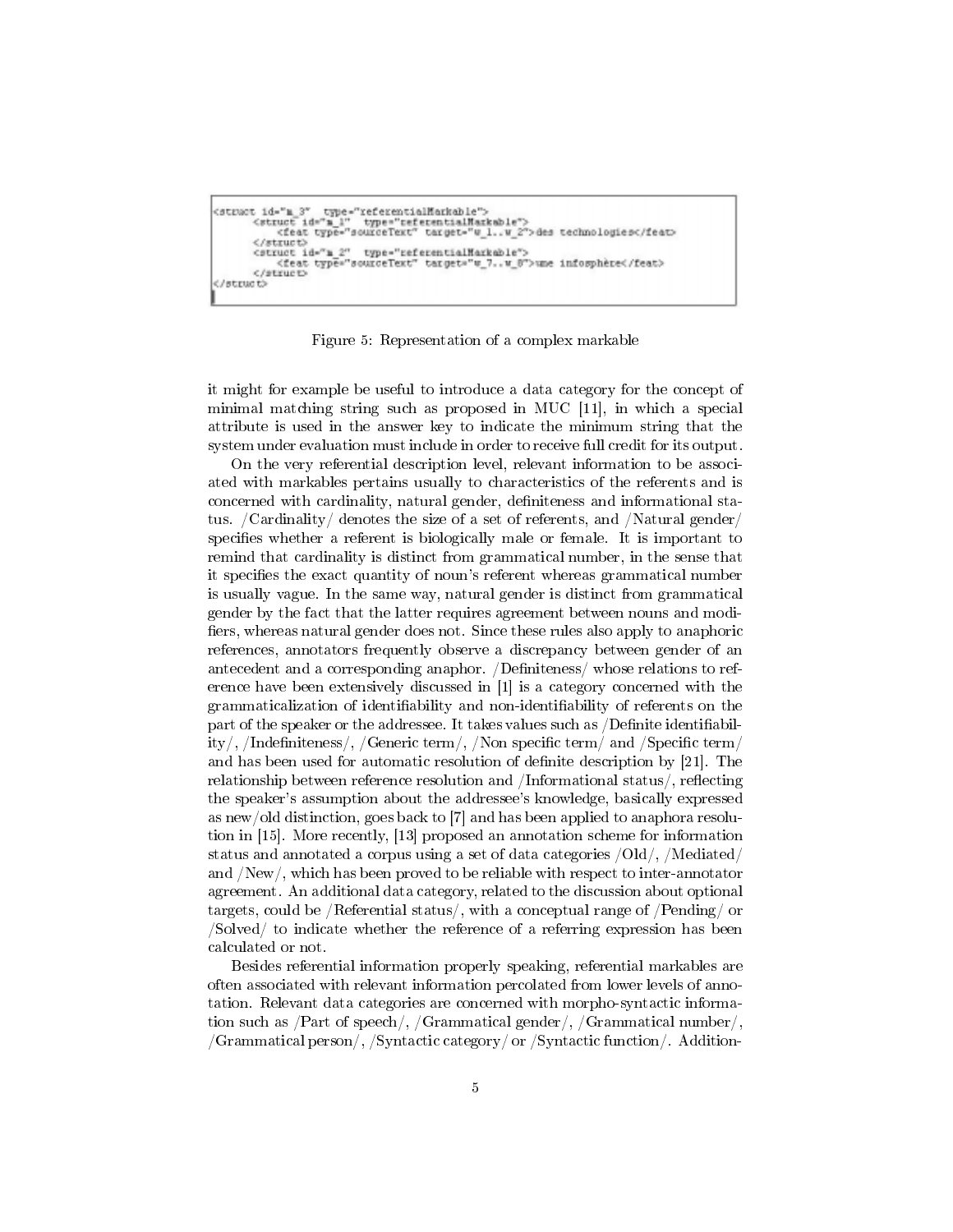```
<struct id="m_3"  type="referentialMarkable">
      <struct id="m_1"  type="referentialMarkable">
          <feat type="sourceText" target="w_1..w_2">des technologies</feat>
      </struct>
      <struct id="m_2"  type="referentialMarkable">
          <feat type="sourceText" target="w_7..w_8">une infosphère</feat>
      </struct>
</struct>
```

Figure 5: Representation of a complex markable

it might for example be useful to introduce a data category for the concept of minimal matching string such as proposed in MUC [11], in which a special attribute is used in the answer key to indicate the minimum string that the system under evaluation must include in order to receive full credit for its output.

On the very referential description level, relevant information to be associated with markables pertains usually to characteristics of the referents and is concerned with cardinality, natural gender, definiteness and informational status. /Cardinality/ denotes the size of a set of referents, and /Natural gender/ specifies whether a referent is biologically male or female. It is important to remind that cardinality is distinct from grammatical number, in the sense that it specifies the exact quantity of noun's referent whereas grammatical number is usually vague. In the same way, natural gender is distinct from grammatical gender by the fact that the latter requires agreement between nouns and modifiers, whereas natural gender does not. Since these rules also apply to anaphoric references, annotators frequently observe a discrepancy between gender of an antecedent and a corresponding anaphor. /Definiteness/ whose relations to reference have been extensively discussed in [1] is a category concerned with the grammaticalization of identifiability and non-identifiability of referents on the part of the speaker or the addressee. It takes values such as /Definite identifiability/, /Indefiniteness/, /Generic term/, /Non specific term/ and /Specific term/ and has been used for automatic resolution of definite description by [21]. The relationship between reference resolution and /Informational status/, reflecting the speaker's assumption about the addressee's knowledge, basically expressed as new/old distinction, goes back to [7] and has been applied to anaphora resolution in [15]. More recently, [13] proposed an annotation scheme for information status and annotated a corpus using a set of data categories /Old/, /Mediated/ and /New/, which has been proved to be reliable with respect to inter-annotator agreement. An additional data category, related to the discussion about optional targets, could be /Referential status/, with a conceptual range of /Pending/ or /Solved/ to indicate whether the reference of a referring expression has been calculated or not.

Besides referential information properly speaking, referential markables are often associated with relevant information percolated from lower levels of annotation. Relevant data categories are concerned with morpho-syntactic information such as /Part of speech/, /Grammatical gender/, /Grammatical number/, /Grammatical person/, /Syntactic category/ or /Syntactic function/. Addition-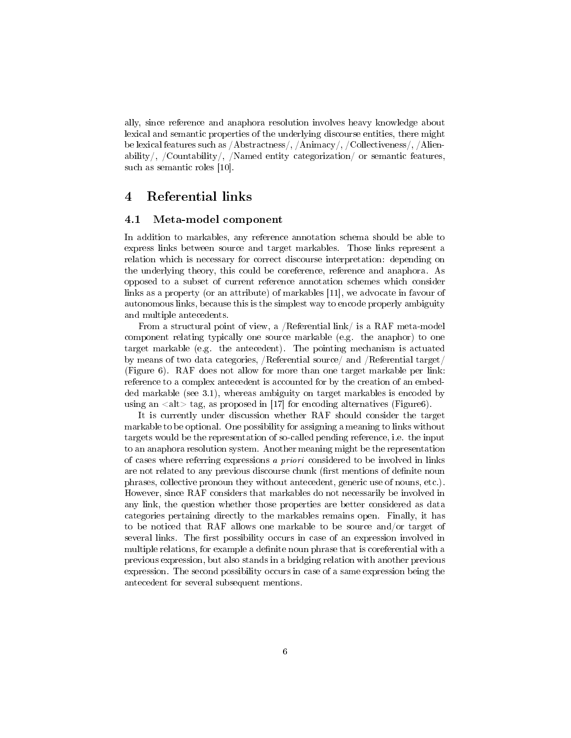ally, since reference and anaphora resolution involves heavy knowledge about lexical and semantic properties of the underlying discourse entities, there might be lexical features such as /Abstractness/, /Animacy/, /Collectiveness/, /Alienability/, /Countability/, /Named entity categorization/ or semantic features, such as semantic roles [10].

# 4 Referential links

## 4.1 Meta-model component

In addition to markables, any reference annotation schema should be able to express links between source and target markables. Those links represent a relation which is necessary for correct discourse interpretation: depending on the underlying theory, this could be coreference, reference and anaphora. As opposed to a subset of current reference annotation schemes which consider links as a property (or an attribute) of markables [11], we advocate in favour of autonomous links, because this is the simplest way to encode properly ambiguity and multiple antecedents.

From a structural point of view, a /Referential link/ is a RAF meta-model component relating typically one source markable (e.g. the anaphor) to one target markable (e.g. the antecedent). The pointing mechanism is actuated by means of two data categories, /Referential source/ and /Referential target/ (Figure 6). RAF does not allow for more than one target markable per link: reference to a complex antecedent is accounted for by the creation of an embedded markable (see 3.1), whereas ambiguity on target markables is encoded by using an <alt> tag, as proposed in [17] for encoding alternatives (Figure6).

It is currently under discussion whether RAF should consider the target markable to be optional. One possibility for assigning a meaning to links without targets would be the representation of so-called pending reference, i.e. the input to an anaphora resolution system. Another meaning might be the representation of cases where referring expressions *a priori* considered to be involved in links are not related to any previous discourse chunk (first mentions of definite noun phrases, collective pronoun they without antecedent, generic use of nouns, etc.). However, since RAF considers that markables do not necessarily be involved in any link, the question whether those properties are better considered as data categories pertaining directly to the markables remains open. Finally, it has to be noticed that RAF allows one markable to be source and/or target of several links. The first possibility occurs in case of an expression involved in multiple relations, for example a definite noun phrase that is coreferential with a previous expression, but also stands in a bridging relation with another previous expression. The second possibility occurs in case of a same expression being the antecedent for several subsequent mentions.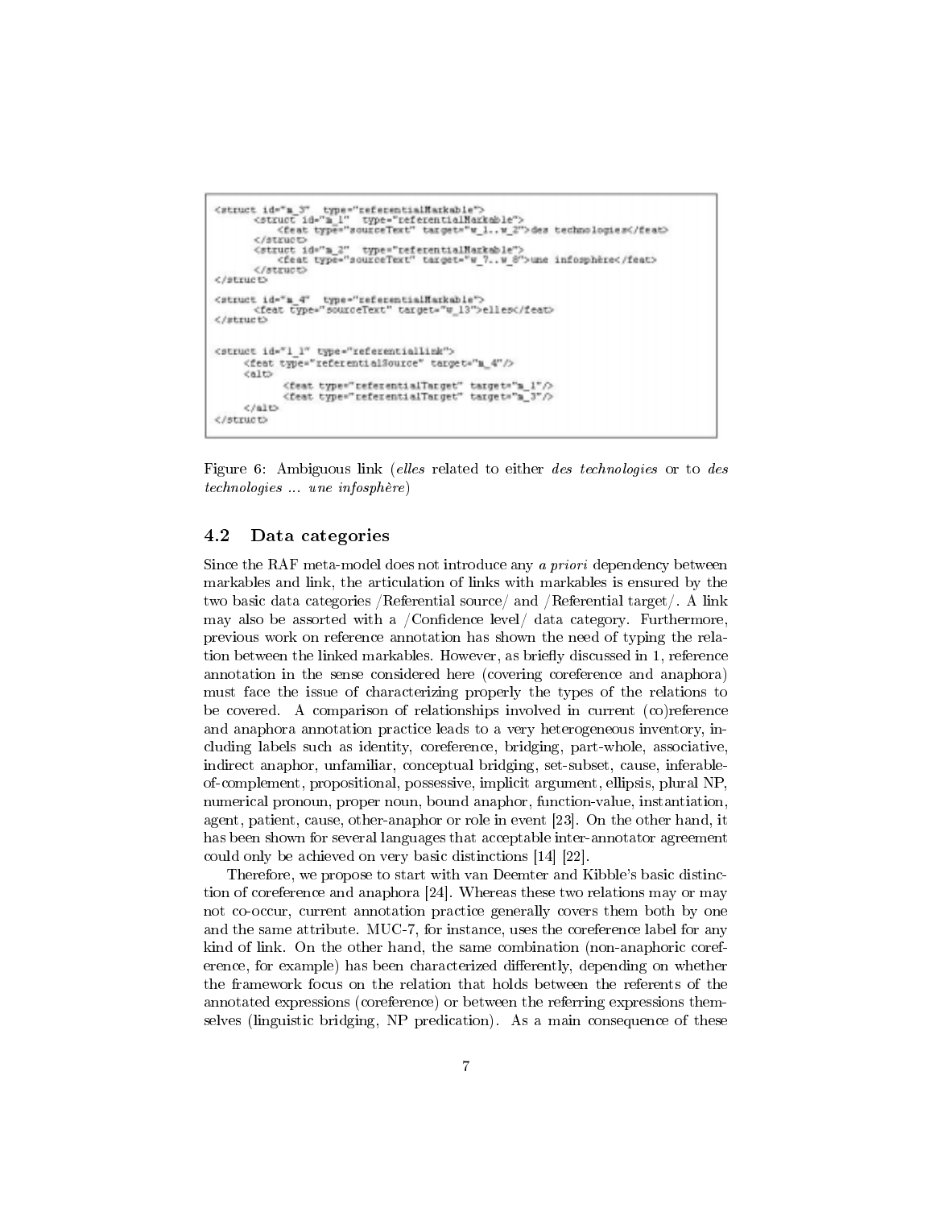```
<struct id="m_3"  type="referentialMarkable">
      <struct id="m_1"  type="referentialMarkable">
            <feat type="sourceText" target="w_1..w_2">des technologies</feat>
      </struct>
      <struct id="m_2"  type="referentialMarkable">
            <feat type="sourceText" target="w_7..w_8">une infosphère</feat>
      </struct>
</struct>

<struct id="m_4"  type="referentialMarkable">
      <feat type="sourceText" target="w_13">elles</feat>
</struct>


<struct id="l_1" type="referentiallink">
     <feat type="referentialSource" target="m_4"/>
     <alt>
           <feat type="referentialTarget" target="m_1"/>
           <feat type="referentialTarget" target="m_3"/>
     </alt>
</struct>
```

Figure 6: Ambiguous link (*elles* related to either *des technologies* or to *des technologies ... une infosphère*)

## 4.2 Data categories

Since the RAF meta-model does not introduce any *a priori* dependency between markables and link, the articulation of links with markables is ensured by the two basic data categories /Referential source/ and /Referential target/. A link may also be assorted with a /Confidence level/ data category. Furthermore, previous work on reference annotation has shown the need of typing the relation between the linked markables. However, as briefly discussed in 1, reference annotation in the sense considered here (covering coreference and anaphora) must face the issue of characterizing properly the types of the relations to be covered. A comparison of relationships involved in current (co)reference and anaphora annotation practice leads to a very heterogeneous inventory, including labels such as identity, coreference, bridging, part-whole, associative, indirect anaphor, unfamiliar, conceptual bridging, set-subset, cause, inferable-of-complement, propositional, possessive, implicit argument, ellipsis, plural NP, numerical pronoun, proper noun, bound anaphor, function-value, instantiation, agent, patient, cause, other-anaphor or role in event [23]. On the other hand, it has been shown for several languages that acceptable inter-annotator agreement could only be achieved on very basic distinctions [14] [22].

Therefore, we propose to start with van Deemter and Kibble's basic distinction of coreference and anaphora [24]. Whereas these two relations may or may not co-occur, current annotation practice generally covers them both by one and the same attribute. MUC-7, for instance, uses the coreference label for any kind of link. On the other hand, the same combination (non-anaphoric coreference, for example) has been characterized differently, depending on whether the framework focus on the relation that holds between the referents of the annotated expressions (coreference) or between the referring expressions themselves (linguistic bridging, NP predication). As a main consequence of these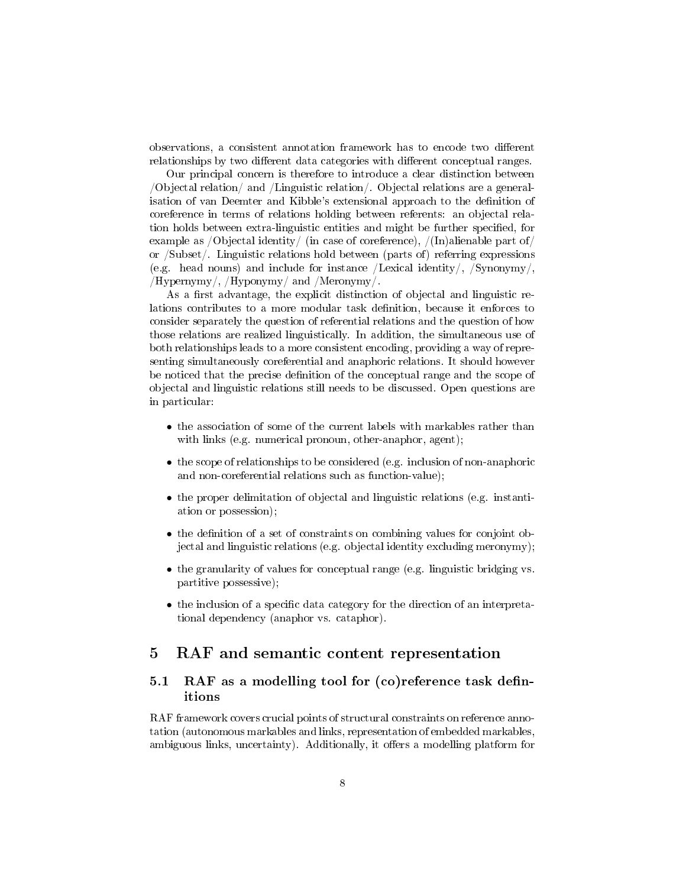observations, a consistent annotation framework has to encode two different relationships by two different data categories with different conceptual ranges.

Our principal concern is therefore to introduce a clear distinction between /Objectal relation/ and /Linguistic relation/. Objectal relations are a generalisation of van Deemter and Kibble's extensional approach to the definition of coreference in terms of relations holding between referents: an objectal relation holds between extra-linguistic entities and might be further specified, for example as /Objectal identity/ (in case of coreference), /(In)alienable part of/ or /Subset/. Linguistic relations hold between (parts of) referring expressions (e.g. head nouns) and include for instance /Lexical identity/, /Synonymy/, /Hypernymy/, /Hyponymy/ and /Meronymy/.

As a first advantage, the explicit distinction of objectal and linguistic relations contributes to a more modular task definition, because it enforces to consider separately the question of referential relations and the question of how those relations are realized linguistically. In addition, the simultaneous use of both relationships leads to a more consistent encoding, providing a way of representing simultaneously coreferential and anaphoric relations. It should however be noticed that the precise definition of the conceptual range and the scope of objectal and linguistic relations still needs to be discussed. Open questions are in particular:

- the association of some of the current labels with markables rather than with links (e.g. numerical pronoun, other-anaphor, agent);
- the scope of relationships to be considered (e.g. inclusion of non-anaphoric and non-coreferential relations such as function-value);
- the proper delimitation of objectal and linguistic relations (e.g. instantiation or possession);
- the definition of a set of constraints on combining values for conjoint objectal and linguistic relations (e.g. objectal identity excluding meronymy);
- the granularity of values for conceptual range (e.g. linguistic bridging vs. partitive possessive);
- the inclusion of a specific data category for the direction of an interpretational dependency (anaphor vs. cataphor).

## 5 RAF and semantic content representation

### 5.1 RAF as a modelling tool for (co)reference task definitions

RAF framework covers crucial points of structural constraints on reference annotation (autonomous markables and links, representation of embedded markables, ambiguous links, uncertainty). Additionally, it offers a modelling platform for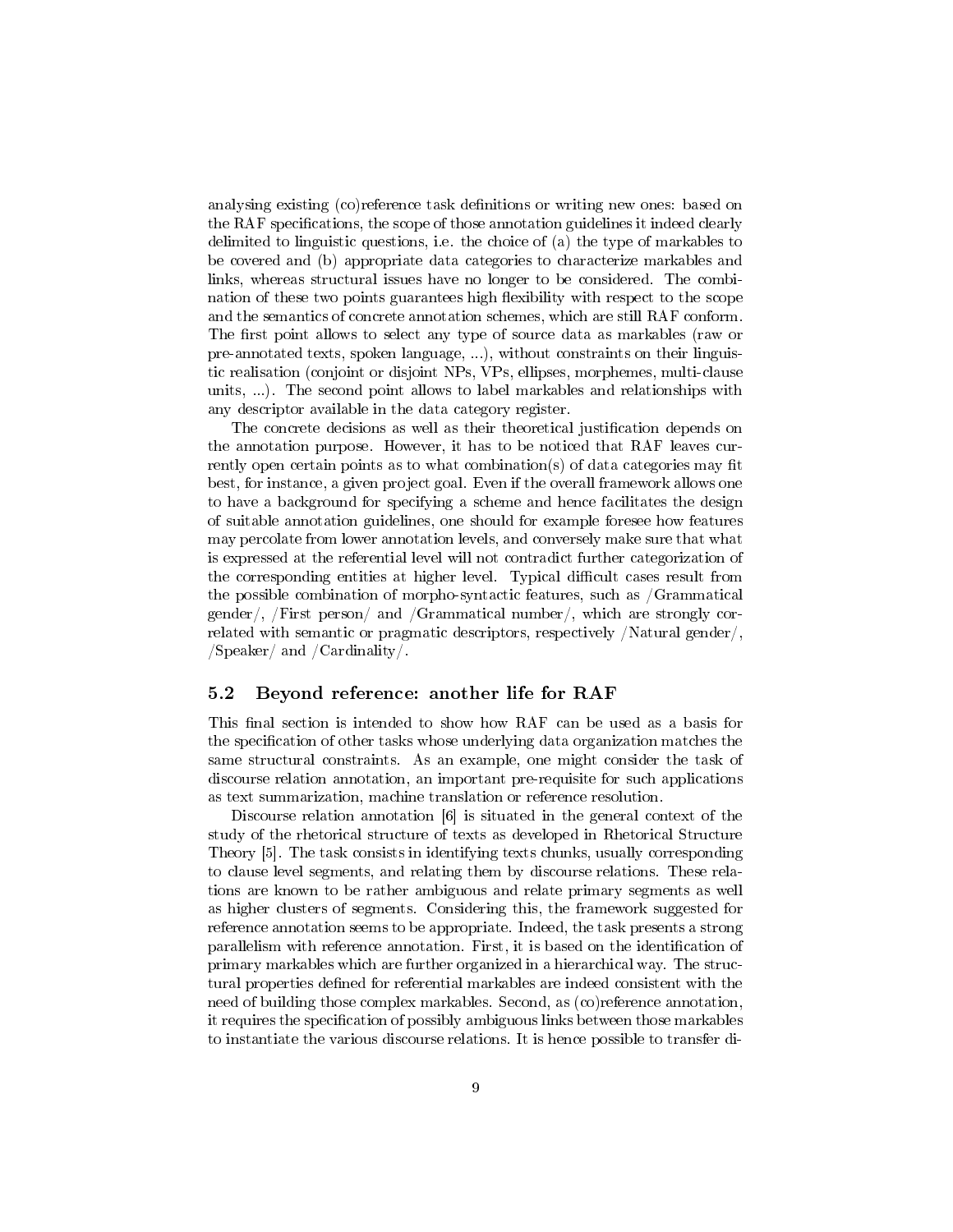analysing existing (co)reference task definitions or writing new ones: based on the RAF specifications, the scope of those annotation guidelines it indeed clearly delimited to linguistic questions, i.e. the choice of (a) the type of markables to be covered and (b) appropriate data categories to characterize markables and links, whereas structural issues have no longer to be considered. The combination of these two points guarantees high flexibility with respect to the scope and the semantics of concrete annotation schemes, which are still RAF conform. The first point allows to select any type of source data as markables (raw or pre-annotated texts, spoken language, ...), without constraints on their linguistic realisation (conjoint or disjoint NPs, VPs, ellipses, morphemes, multi-clause units, ...). The second point allows to label markables and relationships with any descriptor available in the data category register.

The concrete decisions as well as their theoretical justification depends on the annotation purpose. However, it has to be noticed that RAF leaves currently open certain points as to what combination(s) of data categories may fit best, for instance, a given project goal. Even if the overall framework allows one to have a background for specifying a scheme and hence facilitates the design of suitable annotation guidelines, one should for example foresee how features may percolate from lower annotation levels, and conversely make sure that what is expressed at the referential level will not contradict further categorization of the corresponding entities at higher level. Typical difficult cases result from the possible combination of morpho-syntactic features, such as /Grammatical gender/, /First person/ and /Grammatical number/, which are strongly correlated with semantic or pragmatic descriptors, respectively /Natural gender/, /Speaker/ and /Cardinality/.

### 5.2 Beyond reference: another life for RAF

This final section is intended to show how RAF can be used as a basis for the specification of other tasks whose underlying data organization matches the same structural constraints. As an example, one might consider the task of discourse relation annotation, an important pre-requisite for such applications as text summarization, machine translation or reference resolution.

Discourse relation annotation [6] is situated in the general context of the study of the rhetorical structure of texts as developed in Rhetorical Structure Theory [5]. The task consists in identifying texts chunks, usually corresponding to clause level segments, and relating them by discourse relations. These relations are known to be rather ambiguous and relate primary segments as well as higher clusters of segments. Considering this, the framework suggested for reference annotation seems to be appropriate. Indeed, the task presents a strong parallelism with reference annotation. First, it is based on the identification of primary markables which are further organized in a hierarchical way. The structural properties defined for referential markables are indeed consistent with the need of building those complex markables. Second, as (co)reference annotation, it requires the specification of possibly ambiguous links between those markables to instantiate the various discourse relations. It is hence possible to transfer di-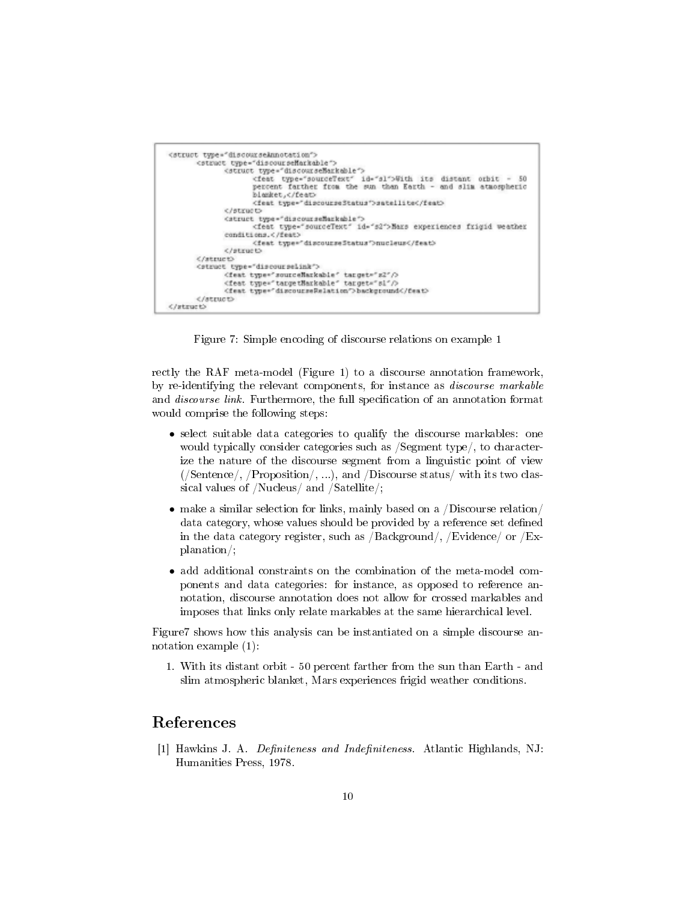```
<struct type="discourseAnnotation">
	<struct type="discourseMarkable">
		<struct type="discourseMarkable">
			<feat type="sourceText" id="s1">With its distant orbit - 50
			percent farther from the sun than Earth - and slim atmospheric
			blanket,</feat>
			<feat type="discourseStatus">satellite</feat>
		</struct>
		<struct type="discourseMarkable">
			<feat type="sourceText" id="s2">Mars experiences frigid weather
		conditions.</feat>
			<feat type="discourseStatus">nucleus</feat>
		</struct>
	</struct>
	<struct type="discourseLink">
		<feat type="sourceMarkable" target="s2"/>
		<feat type="targetMarkable" target="s1"/>
		<feat type="discourseRelation">background</feat>
	</struct>
</struct>
```

Figure 7: Simple encoding of discourse relations on example 1

rectly the RAF meta-model (Figure 1) to a discourse annotation framework, by re-identifying the relevant components, for instance as *discourse markable* and *discourse link*. Furthermore, the full specification of an annotation format would comprise the following steps:

- select suitable data categories to qualify the discourse markables: one would typically consider categories such as /Segment type/, to characterize the nature of the discourse segment from a linguistic point of view (/Sentence/, /Proposition/, ...), and /Discourse status/ with its two classical values of /Nucleus/ and /Satellite/;
- make a similar selection for links, mainly based on a /Discourse relation/ data category, whose values should be provided by a reference set defined in the data category register, such as /Background/, /Evidence/ or /Explanation/;
- add additional constraints on the combination of the meta-model components and data categories: for instance, as opposed to reference annotation, discourse annotation does not allow for crossed markables and imposes that links only relate markables at the same hierarchical level.

Figure7 shows how this analysis can be instantiated on a simple discourse annotation example (1):

1. With its distant orbit - 50 percent farther from the sun than Earth - and slim atmospheric blanket, Mars experiences frigid weather conditions.

## References

[1] Hawkins J. A. *Definiteness and Indefiniteness.* Atlantic Highlands, NJ: Humanities Press, 1978.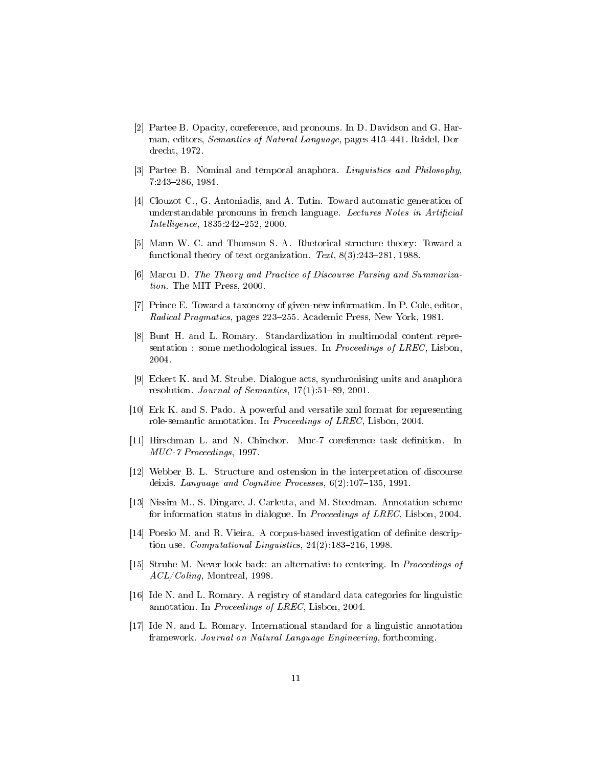[2] Partee B. Opacity, coreference, and pronouns. In D. Davidson and G. Harman, editors, *Semantics of Natural Language*, pages 413–441. Reidel, Dordrecht, 1972.

[3] Partee B. Nominal and temporal anaphora. *Linguistics and Philosophy*, 7:243–286, 1984.

[4] Clouzot C., G. Antoniadis, and A. Tutin. Toward automatic generation of understandable pronouns in french language. *Lectures Notes in Artificial Intelligence*, 1835:242–252, 2000.

[5] Mann W. C. and Thomson S. A. Rhetorical structure theory: Toward a functional theory of text organization. *Text*, 8(3):243–281, 1988.

[6] Marcu D. *The Theory and Practice of Discourse Parsing and Summarization.* The MIT Press, 2000.

[7] Prince E. Toward a taxonomy of given-new information. In P. Cole, editor, *Radical Pragmatics*, pages 223–255. Academic Press, New York, 1981.

[8] Bunt H. and L. Romary. Standardization in multimodal content representation : some methodological issues. In *Proceedings of LREC*, Lisbon, 2004.

[9] Eckert K. and M. Strube. Dialogue acts, synchronising units and anaphora resolution. *Journal of Semantics*, 17(1):51–89, 2001.

[10] Erk K. and S. Pado. A powerful and versatile xml format for representing role-semantic annotation. In *Proceedings of LREC*, Lisbon, 2004.

[11] Hirschman L. and N. Chinchor. Muc-7 coreference task definition. In *MUC-7 Proceedings*, 1997.

[12] Webber B. L. Structure and ostension in the interpretation of discourse deixis. *Language and Cognitive Processes*, 6(2):107–135, 1991.

[13] Nissim M., S. Dingare, J. Carletta, and M. Steedman. Annotation scheme for information status in dialogue. In *Proceedings of LREC*, Lisbon, 2004.

[14] Poesio M. and R. Vieira. A corpus-based investigation of definite description use. *Computational Linguistics*, 24(2):183–216, 1998.

[15] Strube M. Never look back: an alternative to centering. In *Proceedings of ACL/Coling*, Montreal, 1998.

[16] Ide N. and L. Romary. A registry of standard data categories for linguistic annotation. In *Proceedings of LREC*, Lisbon, 2004.

[17] Ide N. and L. Romary. International standard for a linguistic annotation framework. *Journal on Natural Language Engineering*, forthcoming.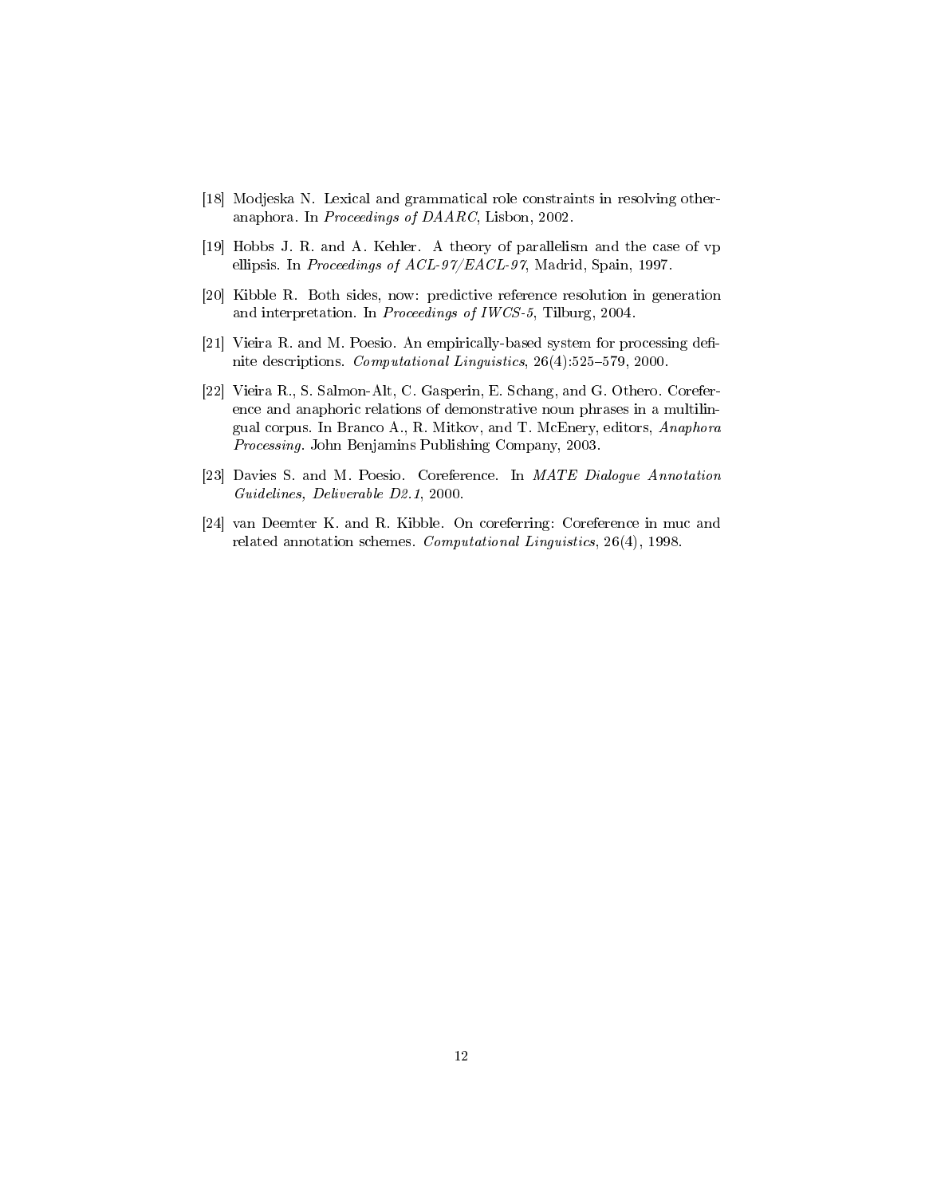[18] Modjeska N. Lexical and grammatical role constraints in resolving other-anaphora. In *Proceedings of DAARC*, Lisbon, 2002.

[19] Hobbs J. R. and A. Kehler. A theory of parallelism and the case of vp ellipsis. In *Proceedings of ACL-97/EACL-97*, Madrid, Spain, 1997.

[20] Kibble R. Both sides, now: predictive reference resolution in generation and interpretation. In *Proceedings of IWCS-5*, Tilburg, 2004.

[21] Vieira R. and M. Poesio. An empirically-based system for processing definite descriptions. *Computational Linguistics*, 26(4):525–579, 2000.

[22] Vieira R., S. Salmon-Alt, C. Gasperin, E. Schang, and G. Othero. Coreference and anaphoric relations of demonstrative noun phrases in a multilingual corpus. In Branco A., R. Mitkov, and T. McEnery, editors, *Anaphora Processing*. John Benjamins Publishing Company, 2003.

[23] Davies S. and M. Poesio. Coreference. In *MATE Dialogue Annotation Guidelines, Deliverable D2.1*, 2000.

[24] van Deemter K. and R. Kibble. On coreferring: Coreference in muc and related annotation schemes. *Computational Linguistics*, 26(4), 1998.